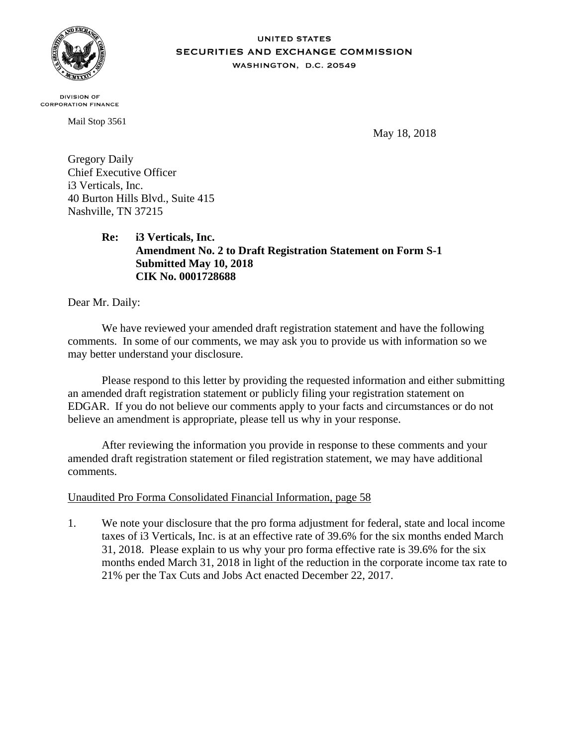UNITED STATES
SECURITIES AND EXCHANGE COMMISSION
WASHINGTON, D.C. 20549

DIVISION OF
CORPORATION FINANCE

Mail Stop 3561

May 18, 2018

Gregory Daily
Chief Executive Officer
i3 Verticals, Inc.
40 Burton Hills Blvd., Suite 415
Nashville, TN 37215

**Re: i3 Verticals, Inc.**
**Amendment No. 2 to Draft Registration Statement on Form S-1**
**Submitted May 10, 2018**
**CIK No. 0001728688**

Dear Mr. Daily:

We have reviewed your amended draft registration statement and have the following comments. In some of our comments, we may ask you to provide us with information so we may better understand your disclosure.

Please respond to this letter by providing the requested information and either submitting an amended draft registration statement or publicly filing your registration statement on EDGAR. If you do not believe our comments apply to your facts and circumstances or do not believe an amendment is appropriate, please tell us why in your response.

After reviewing the information you provide in response to these comments and your amended draft registration statement or filed registration statement, we may have additional comments.

Unaudited Pro Forma Consolidated Financial Information, page 58

1. We note your disclosure that the pro forma adjustment for federal, state and local income taxes of i3 Verticals, Inc. is at an effective rate of 39.6% for the six months ended March 31, 2018. Please explain to us why your pro forma effective rate is 39.6% for the six months ended March 31, 2018 in light of the reduction in the corporate income tax rate to 21% per the Tax Cuts and Jobs Act enacted December 22, 2017.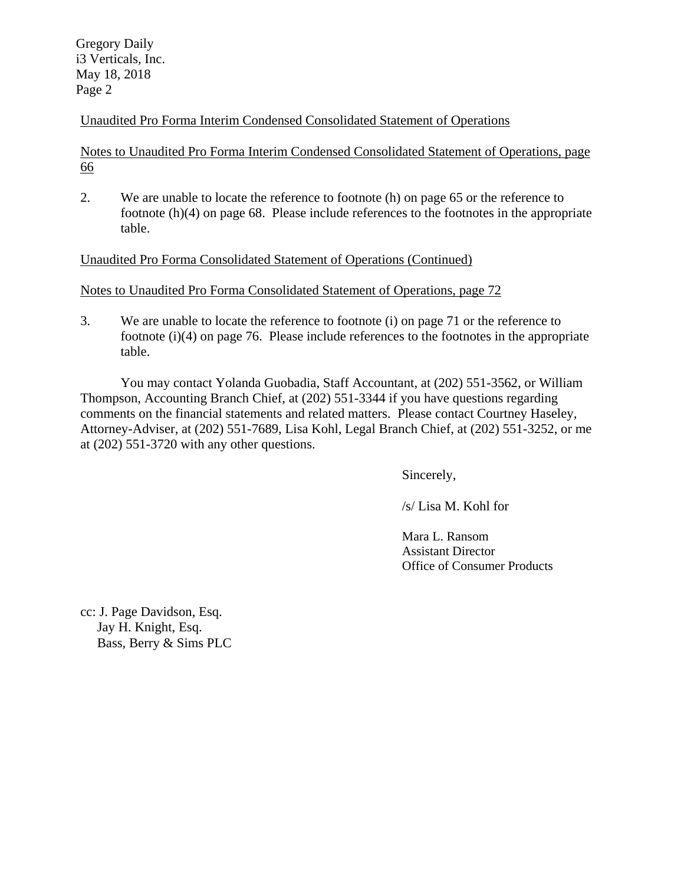Unaudited Pro Forma Interim Condensed Consolidated Statement of Operations

Notes to Unaudited Pro Forma Interim Condensed Consolidated Statement of Operations, page 66

2. We are unable to locate the reference to footnote (h) on page 65 or the reference to footnote (h)(4) on page 68. Please include references to the footnotes in the appropriate table.

Unaudited Pro Forma Consolidated Statement of Operations (Continued)

Notes to Unaudited Pro Forma Consolidated Statement of Operations, page 72

3. We are unable to locate the reference to footnote (i) on page 71 or the reference to footnote (i)(4) on page 76. Please include references to the footnotes in the appropriate table.

You may contact Yolanda Guobadia, Staff Accountant, at (202) 551-3562, or William Thompson, Accounting Branch Chief, at (202) 551-3344 if you have questions regarding comments on the financial statements and related matters. Please contact Courtney Haseley, Attorney-Adviser, at (202) 551-7689, Lisa Kohl, Legal Branch Chief, at (202) 551-3252, or me at (202) 551-3720 with any other questions.

Sincerely,

/s/ Lisa M. Kohl for

Mara L. Ransom
Assistant Director
Office of Consumer Products

cc: J. Page Davidson, Esq.
Jay H. Knight, Esq.
Bass, Berry & Sims PLC